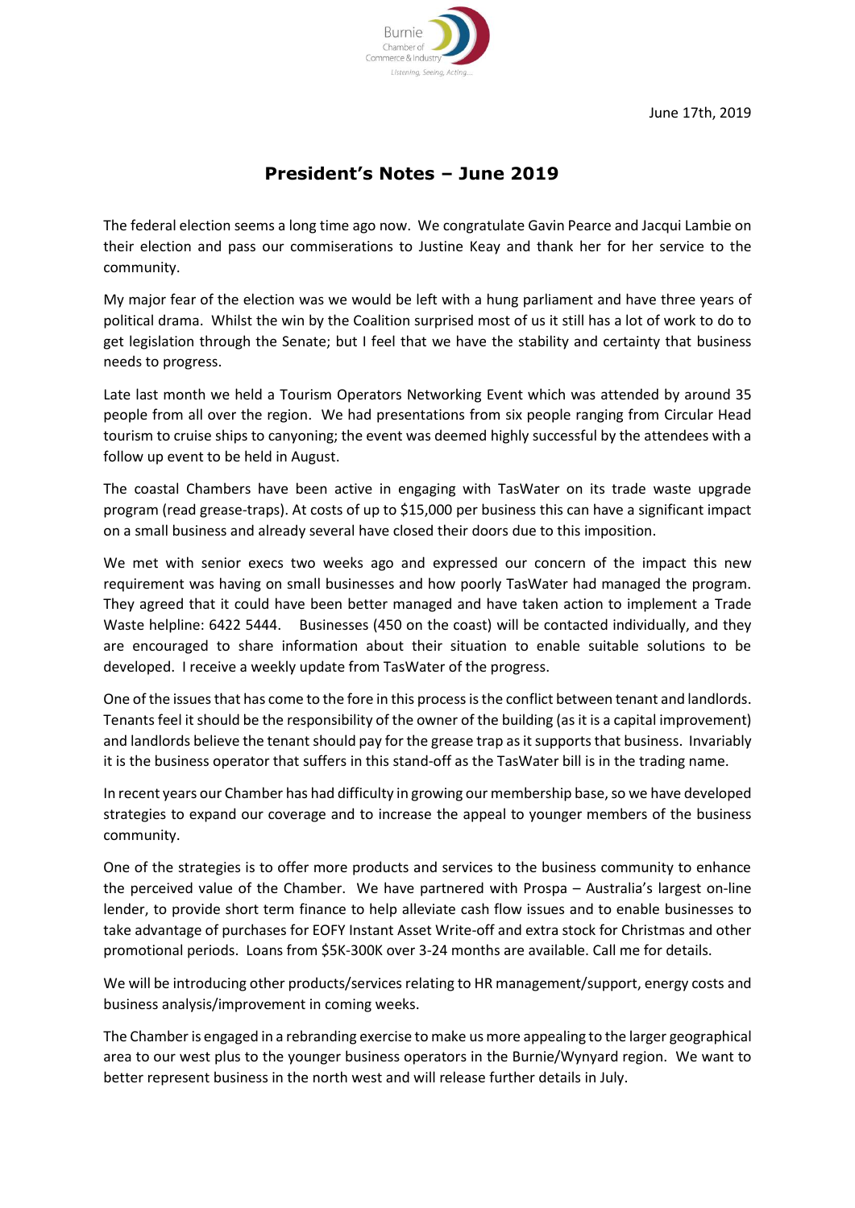Burnie Chamber of Commerce & Industry
*Listening, Seeing, Acting...*

June 17th, 2019

# President's Notes – June 2019

The federal election seems a long time ago now. We congratulate Gavin Pearce and Jacqui Lambie on their election and pass our commiserations to Justine Keay and thank her for her service to the community.

My major fear of the election was we would be left with a hung parliament and have three years of political drama. Whilst the win by the Coalition surprised most of us it still has a lot of work to do to get legislation through the Senate; but I feel that we have the stability and certainty that business needs to progress.

Late last month we held a Tourism Operators Networking Event which was attended by around 35 people from all over the region. We had presentations from six people ranging from Circular Head tourism to cruise ships to canyoning; the event was deemed highly successful by the attendees with a follow up event to be held in August.

The coastal Chambers have been active in engaging with TasWater on its trade waste upgrade program (read grease-traps). At costs of up to $15,000 per business this can have a significant impact on a small business and already several have closed their doors due to this imposition.

We met with senior execs two weeks ago and expressed our concern of the impact this new requirement was having on small businesses and how poorly TasWater had managed the program. They agreed that it could have been better managed and have taken action to implement a Trade Waste helpline: 6422 5444. Businesses (450 on the coast) will be contacted individually, and they are encouraged to share information about their situation to enable suitable solutions to be developed. I receive a weekly update from TasWater of the progress.

One of the issues that has come to the fore in this process is the conflict between tenant and landlords. Tenants feel it should be the responsibility of the owner of the building (as it is a capital improvement) and landlords believe the tenant should pay for the grease trap as it supports that business. Invariably it is the business operator that suffers in this stand-off as the TasWater bill is in the trading name.

In recent years our Chamber has had difficulty in growing our membership base, so we have developed strategies to expand our coverage and to increase the appeal to younger members of the business community.

One of the strategies is to offer more products and services to the business community to enhance the perceived value of the Chamber. We have partnered with Prospa – Australia's largest on-line lender, to provide short term finance to help alleviate cash flow issues and to enable businesses to take advantage of purchases for EOFY Instant Asset Write-off and extra stock for Christmas and other promotional periods. Loans from $5K-300K over 3-24 months are available. Call me for details.

We will be introducing other products/services relating to HR management/support, energy costs and business analysis/improvement in coming weeks.

The Chamber is engaged in a rebranding exercise to make us more appealing to the larger geographical area to our west plus to the younger business operators in the Burnie/Wynyard region. We want to better represent business in the north west and will release further details in July.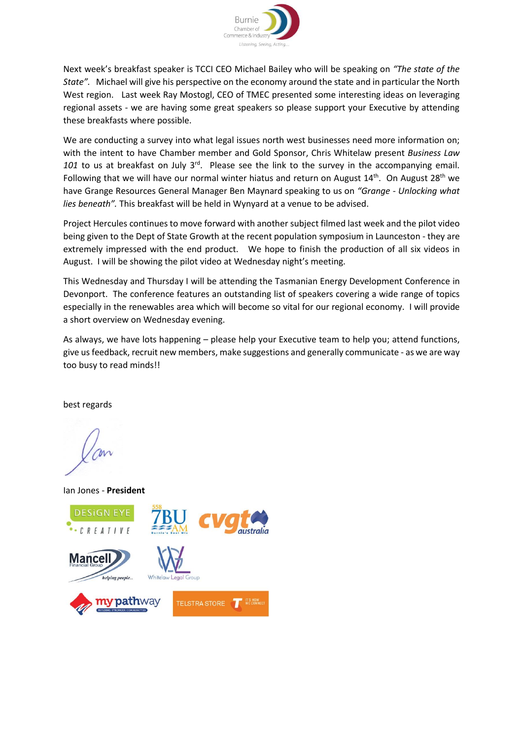Next week's breakfast speaker is TCCI CEO Michael Bailey who will be speaking on *"The state of the State".* Michael will give his perspective on the economy around the state and in particular the North West region. Last week Ray Mostogl, CEO of TMEC presented some interesting ideas on leveraging regional assets - we are having some great speakers so please support your Executive by attending these breakfasts where possible.

We are conducting a survey into what legal issues north west businesses need more information on; with the intent to have Chamber member and Gold Sponsor, Chris Whitelaw present *Business Law 101* to us at breakfast on July 3rd. Please see the link to the survey in the accompanying email. Following that we will have our normal winter hiatus and return on August 14th. On August 28th we have Grange Resources General Manager Ben Maynard speaking to us on *"Grange - Unlocking what lies beneath".* This breakfast will be held in Wynyard at a venue to be advised.

Project Hercules continues to move forward with another subject filmed last week and the pilot video being given to the Dept of State Growth at the recent population symposium in Launceston - they are extremely impressed with the end product. We hope to finish the production of all six videos in August. I will be showing the pilot video at Wednesday night's meeting.

This Wednesday and Thursday I will be attending the Tasmanian Energy Development Conference in Devonport. The conference features an outstanding list of speakers covering a wide range of topics especially in the renewables area which will become so vital for our regional economy. I will provide a short overview on Wednesday evening.

As always, we have lots happening – please help your Executive team to help you; attend functions, give us feedback, recruit new members, make suggestions and generally communicate - as we are way too busy to read minds!!

best regards

Ian Jones - **President**